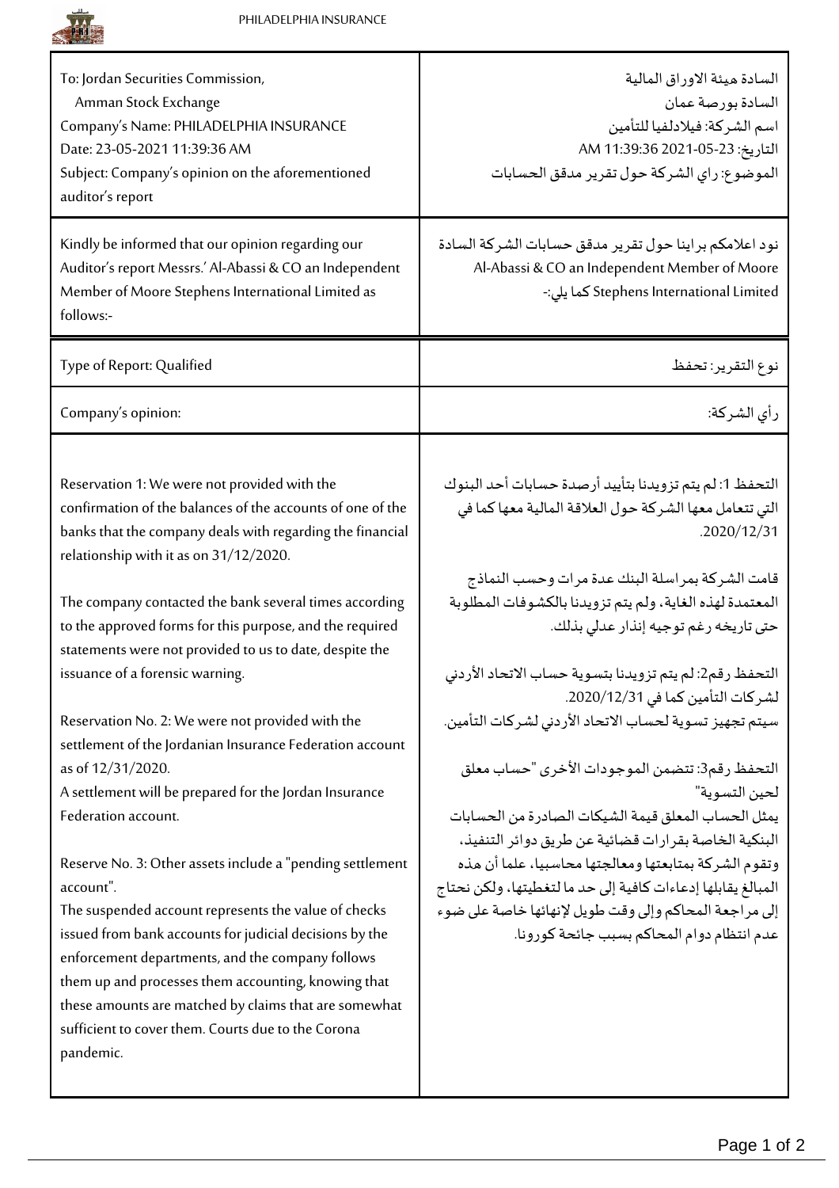| To: Jordan Securities Commission,<br>Amman Stock Exchange<br>Company's Name: PHILADELPHIA INSURANCE<br>Date: 23-05-2021 11:39:36 AM<br>Subject: Company's opinion on the aforementioned auditor's report | السادة هيئة الاوراق المالية<br>السادة بورصة عمان<br>اسم الشركة: فيلادلفيا للتأمين<br>التاريخ: 23-05-2021 11:39:36 AM<br>الموضوع: راي الشركة حول تقرير مدقق الحسابات |
|---|---|
| Kindly be informed that our opinion regarding our Auditor's report Messrs.' Al-Abassi & CO an Independent Member of Moore Stephens International Limited as follows:- | نود اعلامكم براينا حول تقرير مدقق حسابات الشركة السادة Al-Abassi & CO an Independent Member of Moore Stephens International Limited كما يلي:- |
| Type of Report: Qualified | نوع التقرير: تحفظ |
| Company's opinion: | رأي الشركة: |
| Reservation 1: We were not provided with the confirmation of the balances of the accounts of one of the banks that the company deals with regarding the financial relationship with it as on 31/12/2020.<br><br>The company contacted the bank several times according to the approved forms for this purpose, and the required statements were not provided to us to date, despite the issuance of a forensic warning.<br><br>Reservation No. 2: We were not provided with the settlement of the Jordanian Insurance Federation account as of 12/31/2020.<br>A settlement will be prepared for the Jordan Insurance Federation account.<br><br>Reserve No. 3: Other assets include a "pending settlement account".<br>The suspended account represents the value of checks issued from bank accounts for judicial decisions by the enforcement departments, and the company follows them up and processes them accounting, knowing that these amounts are matched by claims that are somewhat sufficient to cover them. Courts due to the Corona pandemic. | التحفظ 1: لم يتم تزويدنا بتأييد أرصدة حسابات أحد البنوك التي تتعامل معها الشركة حول العلاقة المالية معها كما في 2020/12/31.<br><br>قامت الشركة بمراسلة البنك عدة مرات وحسب النماذج المعتمدة لهذه الغاية، ولم يتم تزويدنا بالكشوفات المطلوبة حتى تاريخه رغم توجيه إنذار عدلي بذلك.<br><br>التحفظ رقم2: لم يتم تزويدنا بتسوية حساب الاتحاد الأردني لشركات التأمين كما في 2020/12/31.<br>سيتم تجهيز تسوية لحساب الاتحاد الأردني لشركات التأمين.<br><br>التحفظ رقم3: تتضمن الموجودات الأخرى "حساب معلق لحين التسوية"<br>يمثل الحساب المعلق قيمة الشيكات الصادرة من الحسابات البنكية الخاصة بقرارات قضائية عن طريق دوائر التنفيذ، وتقوم الشركة بمتابعتها ومعالجتها محاسبيا، علما أن هذه المبالغ يقابلها إدعاءات كافية إلى حد ما لتغطيتها، ولكن نحتاج إلى مراجعة المحاكم وإلى وقت طويل لإنهائها خاصة على ضوء عدم انتظام دوام المحاكم بسبب جائحة كورونا. |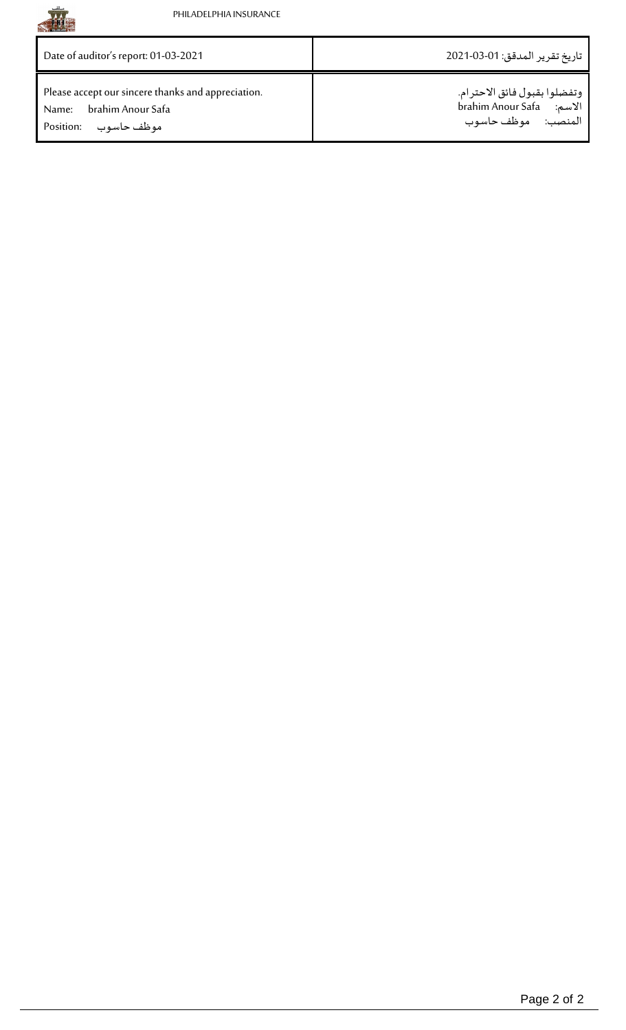| | |
|---|---|
| Date of auditor's report: 01-03-2021 | تاريخ تقرير المدقق: 2021-03-01 |
| Please accept our sincere thanks and appreciation.<br>Name: brahim Anour Safa<br>Position: موظف حاسوب | وتفضلوا بقبول فائق الاحترام.<br>الاسم: brahim Anour Safa<br>المنصب: موظف حاسوب |